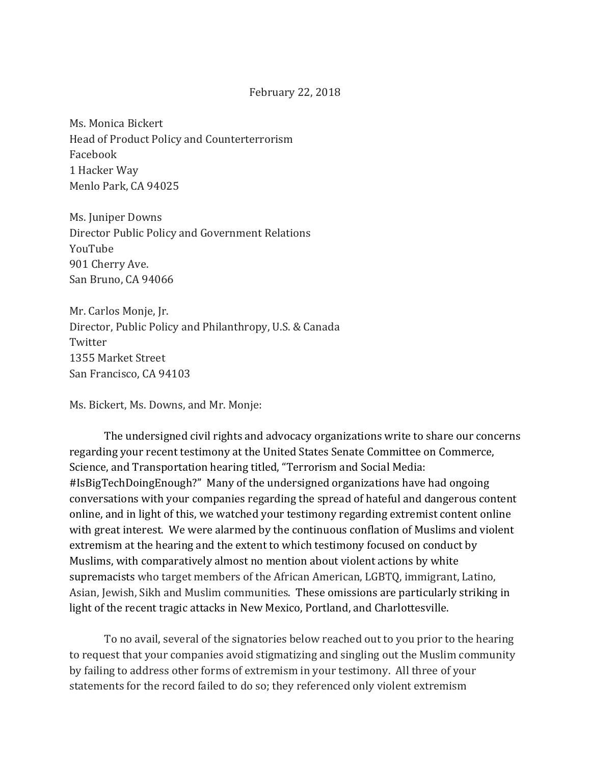February 22, 2018

Ms. Monica Bickert
Head of Product Policy and Counterterrorism
Facebook
1 Hacker Way
Menlo Park, CA 94025

Ms. Juniper Downs
Director Public Policy and Government Relations
YouTube
901 Cherry Ave.
San Bruno, CA 94066

Mr. Carlos Monje, Jr.
Director, Public Policy and Philanthropy, U.S. & Canada
Twitter
1355 Market Street
San Francisco, CA 94103

Ms. Bickert, Ms. Downs, and Mr. Monje:

The undersigned civil rights and advocacy organizations write to share our concerns regarding your recent testimony at the United States Senate Committee on Commerce, Science, and Transportation hearing titled, "Terrorism and Social Media: #IsBigTechDoingEnough?" Many of the undersigned organizations have had ongoing conversations with your companies regarding the spread of hateful and dangerous content online, and in light of this, we watched your testimony regarding extremist content online with great interest. We were alarmed by the continuous conflation of Muslims and violent extremism at the hearing and the extent to which testimony focused on conduct by Muslims, with comparatively almost no mention about violent actions by white supremacists who target members of the African American, LGBTQ, immigrant, Latino, Asian, Jewish, Sikh and Muslim communities. These omissions are particularly striking in light of the recent tragic attacks in New Mexico, Portland, and Charlottesville.

To no avail, several of the signatories below reached out to you prior to the hearing to request that your companies avoid stigmatizing and singling out the Muslim community by failing to address other forms of extremism in your testimony. All three of your statements for the record failed to do so; they referenced only violent extremism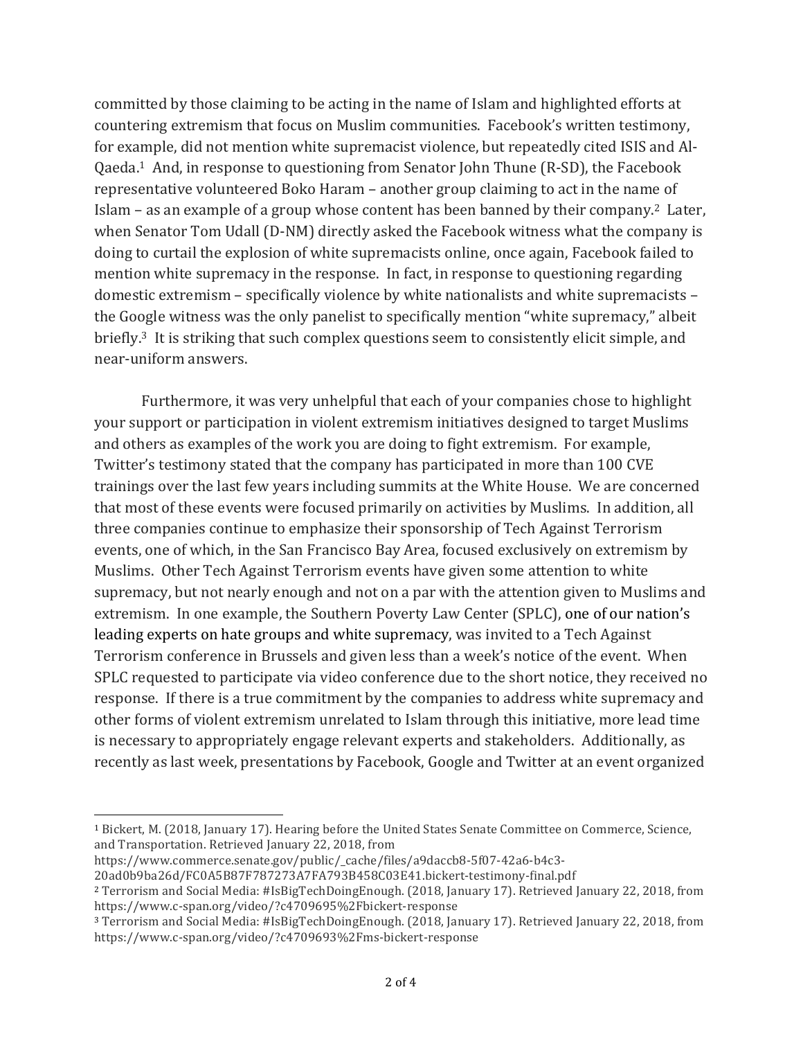committed by those claiming to be acting in the name of Islam and highlighted efforts at countering extremism that focus on Muslim communities. Facebook's written testimony, for example, did not mention white supremacist violence, but repeatedly cited ISIS and Al-Qaeda.[1] And, in response to questioning from Senator John Thune (R-SD), the Facebook representative volunteered Boko Haram – another group claiming to act in the name of Islam – as an example of a group whose content has been banned by their company.[2] Later, when Senator Tom Udall (D-NM) directly asked the Facebook witness what the company is doing to curtail the explosion of white supremacists online, once again, Facebook failed to mention white supremacy in the response. In fact, in response to questioning regarding domestic extremism – specifically violence by white nationalists and white supremacists – the Google witness was the only panelist to specifically mention "white supremacy," albeit briefly.[3] It is striking that such complex questions seem to consistently elicit simple, and near-uniform answers.

Furthermore, it was very unhelpful that each of your companies chose to highlight your support or participation in violent extremism initiatives designed to target Muslims and others as examples of the work you are doing to fight extremism. For example, Twitter's testimony stated that the company has participated in more than 100 CVE trainings over the last few years including summits at the White House. We are concerned that most of these events were focused primarily on activities by Muslims. In addition, all three companies continue to emphasize their sponsorship of Tech Against Terrorism events, one of which, in the San Francisco Bay Area, focused exclusively on extremism by Muslims. Other Tech Against Terrorism events have given some attention to white supremacy, but not nearly enough and not on a par with the attention given to Muslims and extremism. In one example, the Southern Poverty Law Center (SPLC), one of our nation's leading experts on hate groups and white supremacy, was invited to a Tech Against Terrorism conference in Brussels and given less than a week's notice of the event. When SPLC requested to participate via video conference due to the short notice, they received no response. If there is a true commitment by the companies to address white supremacy and other forms of violent extremism unrelated to Islam through this initiative, more lead time is necessary to appropriately engage relevant experts and stakeholders. Additionally, as recently as last week, presentations by Facebook, Google and Twitter at an event organized

---

[1] Bickert, M. (2018, January 17). Hearing before the United States Senate Committee on Commerce, Science, and Transportation. Retrieved January 22, 2018, from https://www.commerce.senate.gov/public/_cache/files/a9daccb8-5f07-42a6-b4c3-20ad0b9ba26d/FC0A5B87F787273A7FA793B458C03E41.bickert-testimony-final.pdf

[2] Terrorism and Social Media: #IsBigTechDoingEnough. (2018, January 17). Retrieved January 22, 2018, from https://www.c-span.org/video/?c4709695%2Fbickert-response

[3] Terrorism and Social Media: #IsBigTechDoingEnough. (2018, January 17). Retrieved January 22, 2018, from https://www.c-span.org/video/?c4709693%2Fms-bickert-response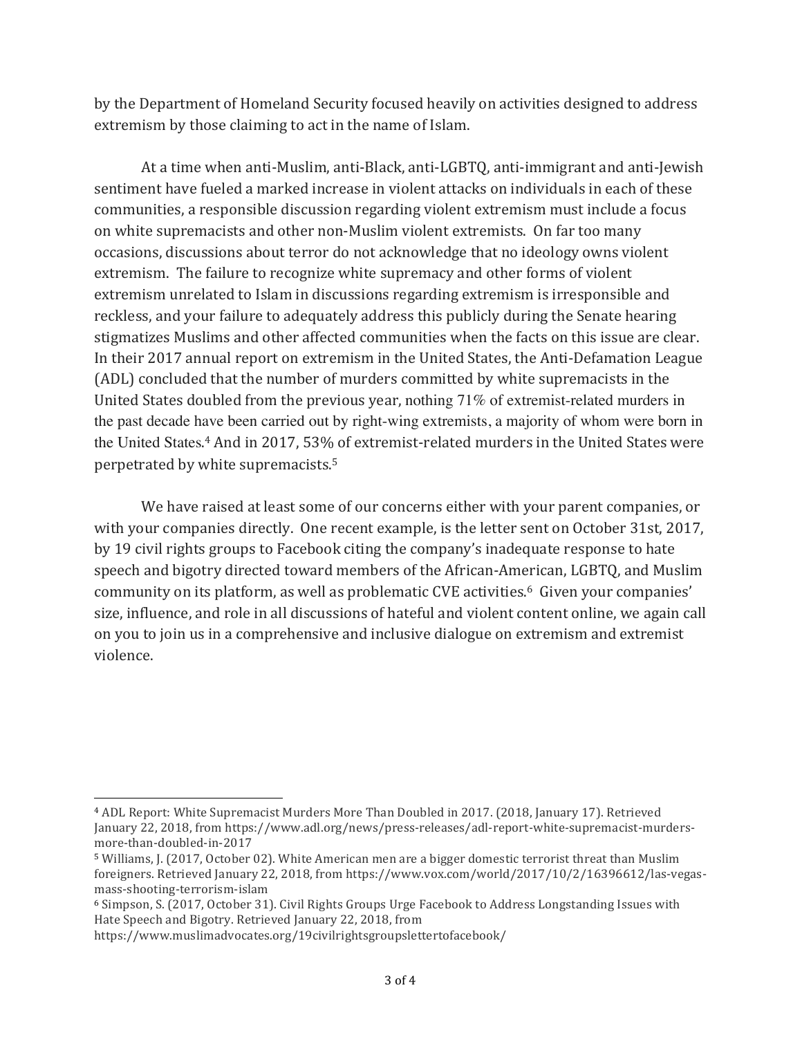by the Department of Homeland Security focused heavily on activities designed to address extremism by those claiming to act in the name of Islam.

At a time when anti-Muslim, anti-Black, anti-LGBTQ, anti-immigrant and anti-Jewish sentiment have fueled a marked increase in violent attacks on individuals in each of these communities, a responsible discussion regarding violent extremism must include a focus on white supremacists and other non-Muslim violent extremists. On far too many occasions, discussions about terror do not acknowledge that no ideology owns violent extremism. The failure to recognize white supremacy and other forms of violent extremism unrelated to Islam in discussions regarding extremism is irresponsible and reckless, and your failure to adequately address this publicly during the Senate hearing stigmatizes Muslims and other affected communities when the facts on this issue are clear. In their 2017 annual report on extremism in the United States, the Anti-Defamation League (ADL) concluded that the number of murders committed by white supremacists in the United States doubled from the previous year, nothing 71% of extremist-related murders in the past decade have been carried out by right-wing extremists, a majority of whom were born in the United States.[4] And in 2017, 53% of extremist-related murders in the United States were perpetrated by white supremacists.[5]

We have raised at least some of our concerns either with your parent companies, or with your companies directly. One recent example, is the letter sent on October 31st, 2017, by 19 civil rights groups to Facebook citing the company's inadequate response to hate speech and bigotry directed toward members of the African-American, LGBTQ, and Muslim community on its platform, as well as problematic CVE activities.[6] Given your companies' size, influence, and role in all discussions of hateful and violent content online, we again call on you to join us in a comprehensive and inclusive dialogue on extremism and extremist violence.

---

[4] ADL Report: White Supremacist Murders More Than Doubled in 2017. (2018, January 17). Retrieved January 22, 2018, from https://www.adl.org/news/press-releases/adl-report-white-supremacist-murders-more-than-doubled-in-2017

[5] Williams, J. (2017, October 02). White American men are a bigger domestic terrorist threat than Muslim foreigners. Retrieved January 22, 2018, from https://www.vox.com/world/2017/10/2/16396612/las-vegas-mass-shooting-terrorism-islam

[6] Simpson, S. (2017, October 31). Civil Rights Groups Urge Facebook to Address Longstanding Issues with Hate Speech and Bigotry. Retrieved January 22, 2018, from https://www.muslimadvocates.org/19civilrightsgroupslettertofacebook/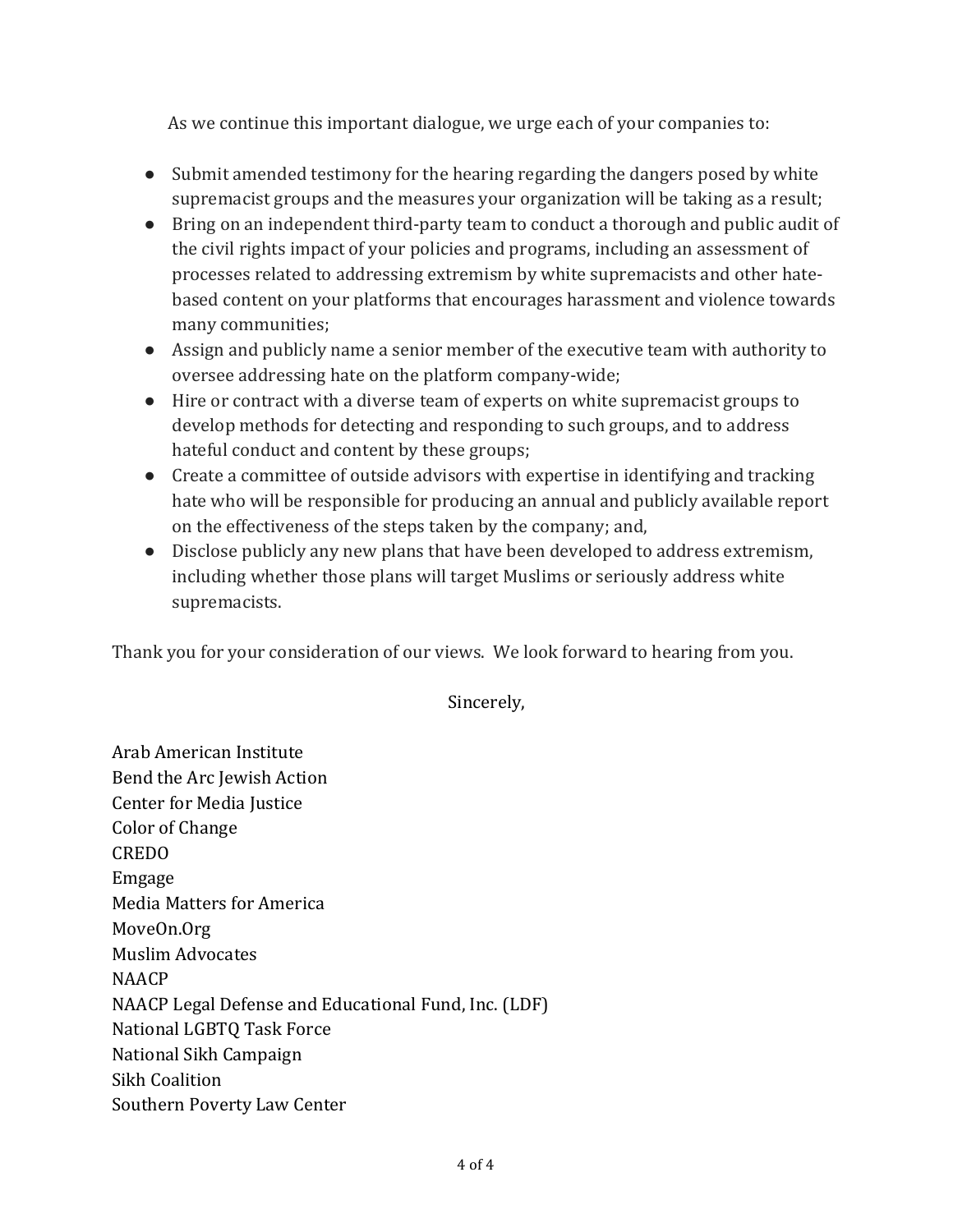As we continue this important dialogue, we urge each of your companies to:

- Submit amended testimony for the hearing regarding the dangers posed by white supremacist groups and the measures your organization will be taking as a result;
- Bring on an independent third-party team to conduct a thorough and public audit of the civil rights impact of your policies and programs, including an assessment of processes related to addressing extremism by white supremacists and other hate-based content on your platforms that encourages harassment and violence towards many communities;
- Assign and publicly name a senior member of the executive team with authority to oversee addressing hate on the platform company-wide;
- Hire or contract with a diverse team of experts on white supremacist groups to develop methods for detecting and responding to such groups, and to address hateful conduct and content by these groups;
- Create a committee of outside advisors with expertise in identifying and tracking hate who will be responsible for producing an annual and publicly available report on the effectiveness of the steps taken by the company; and,
- Disclose publicly any new plans that have been developed to address extremism, including whether those plans will target Muslims or seriously address white supremacists.

Thank you for your consideration of our views. We look forward to hearing from you.

Sincerely,

Arab American Institute  
Bend the Arc Jewish Action  
Center for Media Justice  
Color of Change  
CREDO  
Emgage  
Media Matters for America  
MoveOn.Org  
Muslim Advocates  
NAACP  
NAACP Legal Defense and Educational Fund, Inc. (LDF)  
National LGBTQ Task Force  
National Sikh Campaign  
Sikh Coalition  
Southern Poverty Law Center